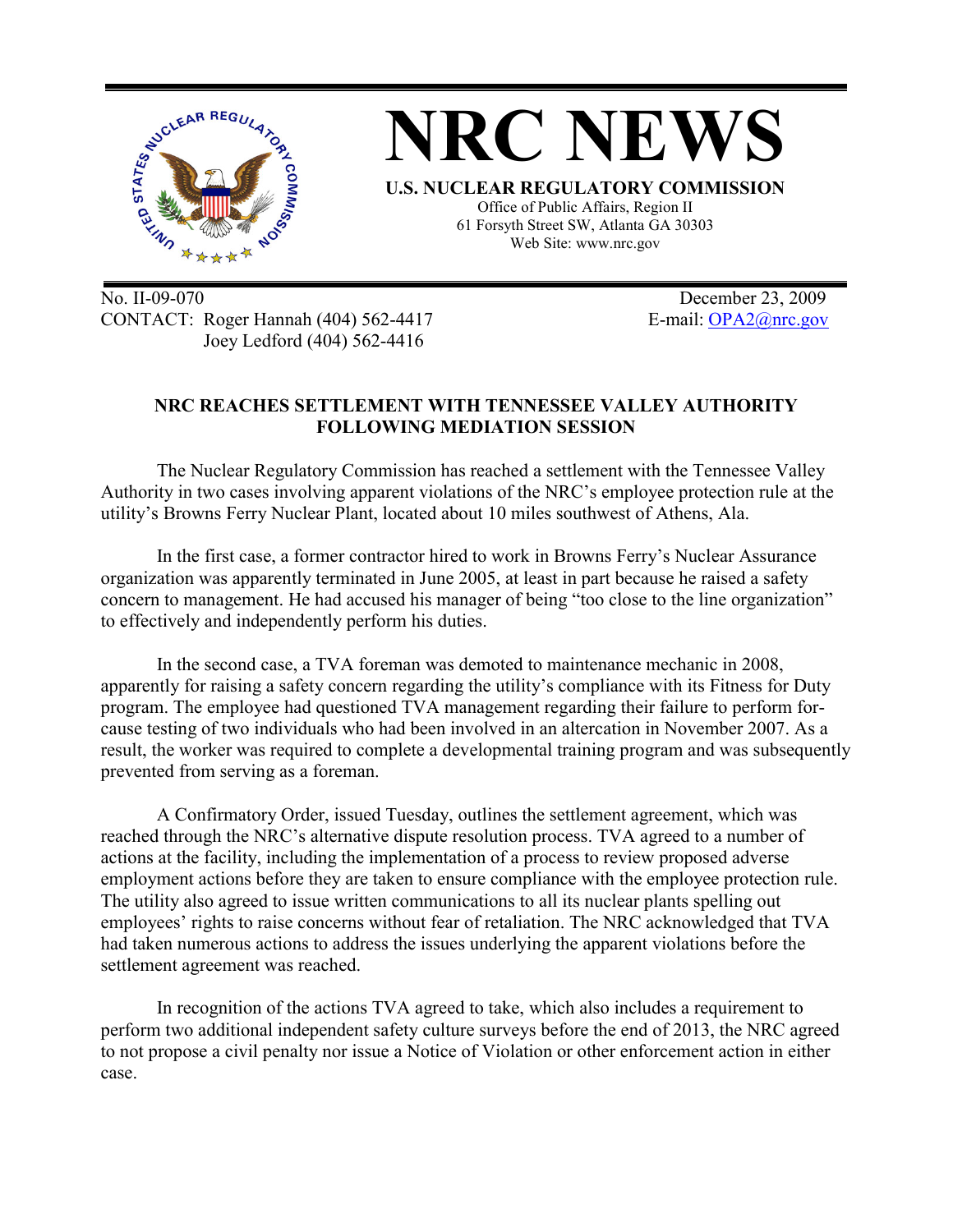# NRC NEWS

**U.S. NUCLEAR REGULATORY COMMISSION**

Office of Public Affairs, Region II
61 Forsyth Street SW, Atlanta GA 30303
Web Site: www.nrc.gov

No. II-09-070
CONTACT: Roger Hannah (404) 562-4417
Joey Ledford (404) 562-4416

December 23, 2009
E-mail: OPA2@nrc.gov

## NRC REACHES SETTLEMENT WITH TENNESSEE VALLEY AUTHORITY FOLLOWING MEDIATION SESSION

The Nuclear Regulatory Commission has reached a settlement with the Tennessee Valley Authority in two cases involving apparent violations of the NRC's employee protection rule at the utility's Browns Ferry Nuclear Plant, located about 10 miles southwest of Athens, Ala.

In the first case, a former contractor hired to work in Browns Ferry's Nuclear Assurance organization was apparently terminated in June 2005, at least in part because he raised a safety concern to management. He had accused his manager of being "too close to the line organization" to effectively and independently perform his duties.

In the second case, a TVA foreman was demoted to maintenance mechanic in 2008, apparently for raising a safety concern regarding the utility's compliance with its Fitness for Duty program. The employee had questioned TVA management regarding their failure to perform for-cause testing of two individuals who had been involved in an altercation in November 2007. As a result, the worker was required to complete a developmental training program and was subsequently prevented from serving as a foreman.

A Confirmatory Order, issued Tuesday, outlines the settlement agreement, which was reached through the NRC's alternative dispute resolution process. TVA agreed to a number of actions at the facility, including the implementation of a process to review proposed adverse employment actions before they are taken to ensure compliance with the employee protection rule. The utility also agreed to issue written communications to all its nuclear plants spelling out employees' rights to raise concerns without fear of retaliation. The NRC acknowledged that TVA had taken numerous actions to address the issues underlying the apparent violations before the settlement agreement was reached.

In recognition of the actions TVA agreed to take, which also includes a requirement to perform two additional independent safety culture surveys before the end of 2013, the NRC agreed to not propose a civil penalty nor issue a Notice of Violation or other enforcement action in either case.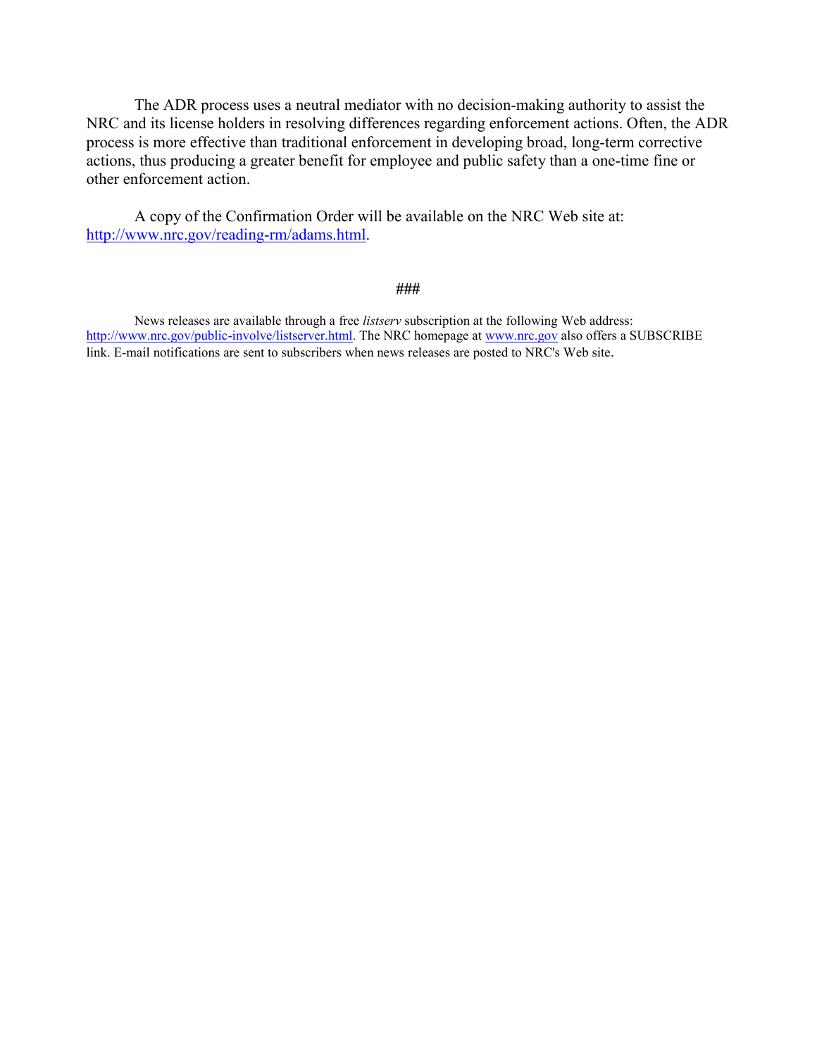The ADR process uses a neutral mediator with no decision-making authority to assist the NRC and its license holders in resolving differences regarding enforcement actions. Often, the ADR process is more effective than traditional enforcement in developing broad, long-term corrective actions, thus producing a greater benefit for employee and public safety than a one-time fine or other enforcement action.

A copy of the Confirmation Order will be available on the NRC Web site at: [http://www.nrc.gov/reading-rm/adams.html](http://www.nrc.gov/reading-rm/adams.html).

###

News releases are available through a free *listserv* subscription at the following Web address: [http://www.nrc.gov/public-involve/listserver.html](http://www.nrc.gov/public-involve/listserver.html). The NRC homepage at [www.nrc.gov](http://www.nrc.gov) also offers a SUBSCRIBE link. E-mail notifications are sent to subscribers when news releases are posted to NRC's Web site.